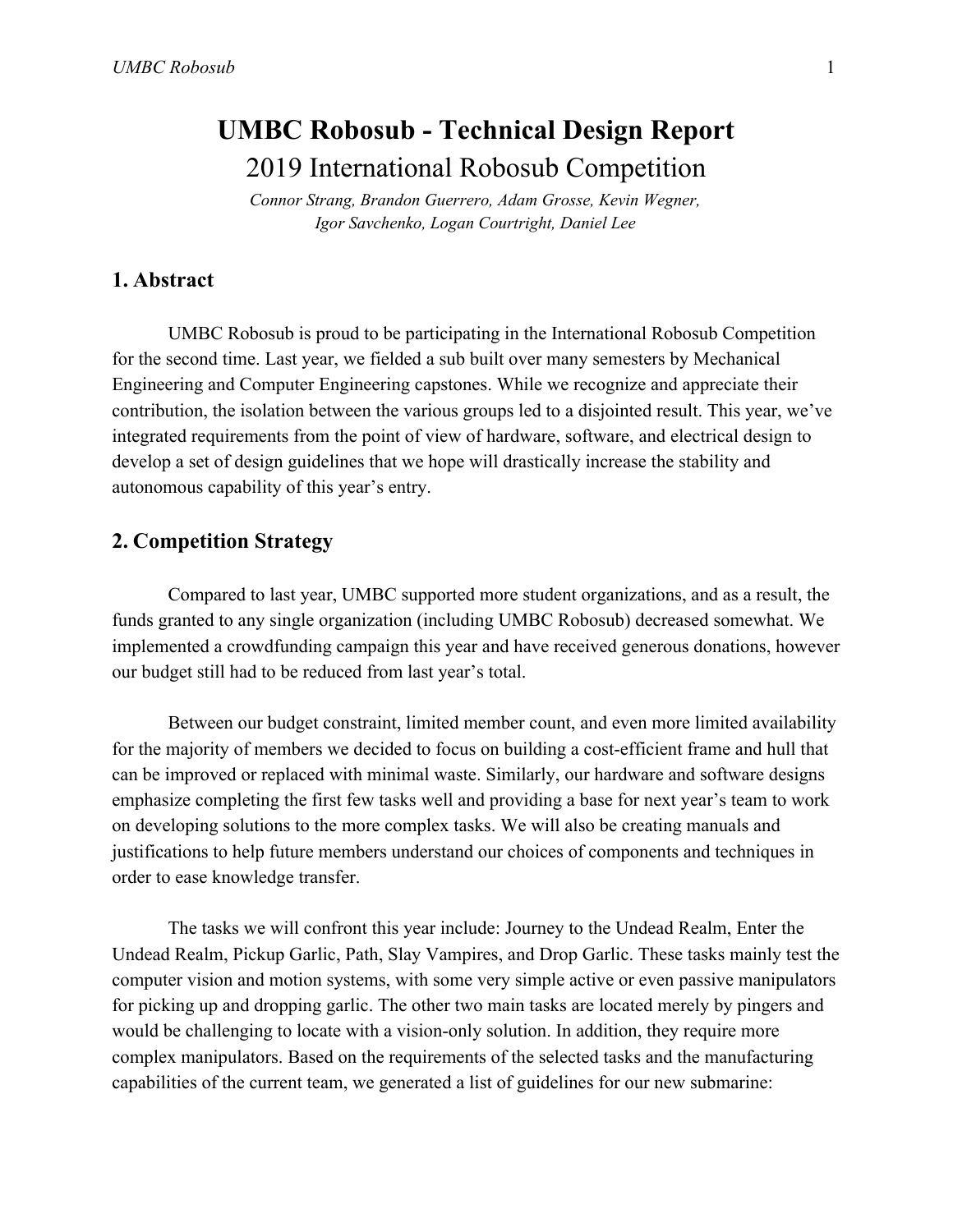# UMBC Robosub - Technical Design Report

2019 International Robosub Competition

*Connor Strang, Brandon Guerrero, Adam Grosse, Kevin Wegner, Igor Savchenko, Logan Courtright, Daniel Lee*

## 1. Abstract

UMBC Robosub is proud to be participating in the International Robosub Competition for the second time. Last year, we fielded a sub built over many semesters by Mechanical Engineering and Computer Engineering capstones. While we recognize and appreciate their contribution, the isolation between the various groups led to a disjointed result. This year, we've integrated requirements from the point of view of hardware, software, and electrical design to develop a set of design guidelines that we hope will drastically increase the stability and autonomous capability of this year's entry.

## 2. Competition Strategy

Compared to last year, UMBC supported more student organizations, and as a result, the funds granted to any single organization (including UMBC Robosub) decreased somewhat. We implemented a crowdfunding campaign this year and have received generous donations, however our budget still had to be reduced from last year's total.

Between our budget constraint, limited member count, and even more limited availability for the majority of members we decided to focus on building a cost-efficient frame and hull that can be improved or replaced with minimal waste. Similarly, our hardware and software designs emphasize completing the first few tasks well and providing a base for next year's team to work on developing solutions to the more complex tasks. We will also be creating manuals and justifications to help future members understand our choices of components and techniques in order to ease knowledge transfer.

The tasks we will confront this year include: Journey to the Undead Realm, Enter the Undead Realm, Pickup Garlic, Path, Slay Vampires, and Drop Garlic. These tasks mainly test the computer vision and motion systems, with some very simple active or even passive manipulators for picking up and dropping garlic. The other two main tasks are located merely by pingers and would be challenging to locate with a vision-only solution. In addition, they require more complex manipulators. Based on the requirements of the selected tasks and the manufacturing capabilities of the current team, we generated a list of guidelines for our new submarine: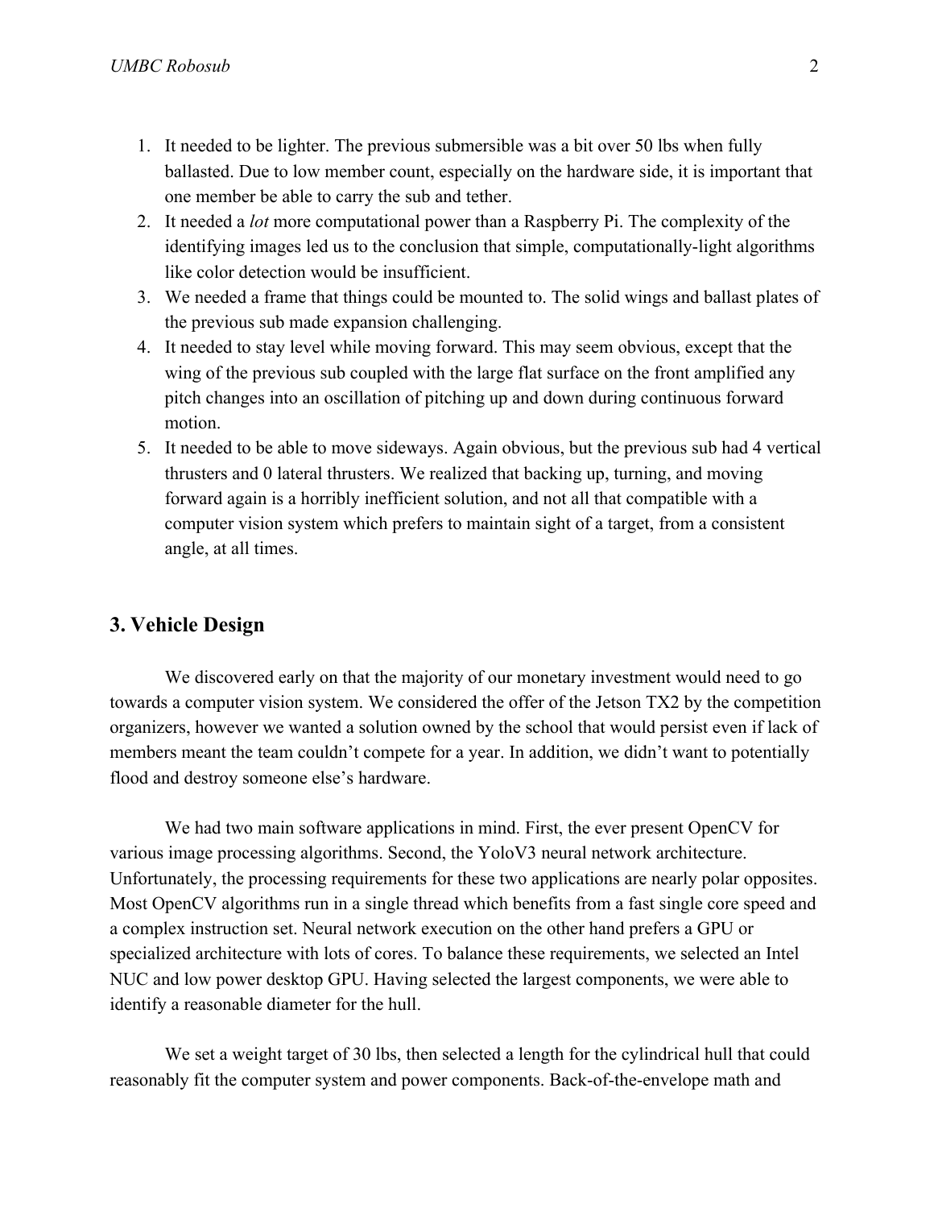1. It needed to be lighter. The previous submersible was a bit over 50 lbs when fully ballasted. Due to low member count, especially on the hardware side, it is important that one member be able to carry the sub and tether.
2. It needed a *lot* more computational power than a Raspberry Pi. The complexity of the identifying images led us to the conclusion that simple, computationally-light algorithms like color detection would be insufficient.
3. We needed a frame that things could be mounted to. The solid wings and ballast plates of the previous sub made expansion challenging.
4. It needed to stay level while moving forward. This may seem obvious, except that the wing of the previous sub coupled with the large flat surface on the front amplified any pitch changes into an oscillation of pitching up and down during continuous forward motion.
5. It needed to be able to move sideways. Again obvious, but the previous sub had 4 vertical thrusters and 0 lateral thrusters. We realized that backing up, turning, and moving forward again is a horribly inefficient solution, and not all that compatible with a computer vision system which prefers to maintain sight of a target, from a consistent angle, at all times.

## 3. Vehicle Design

We discovered early on that the majority of our monetary investment would need to go towards a computer vision system. We considered the offer of the Jetson TX2 by the competition organizers, however we wanted a solution owned by the school that would persist even if lack of members meant the team couldn't compete for a year. In addition, we didn't want to potentially flood and destroy someone else's hardware.

We had two main software applications in mind. First, the ever present OpenCV for various image processing algorithms. Second, the YoloV3 neural network architecture. Unfortunately, the processing requirements for these two applications are nearly polar opposites. Most OpenCV algorithms run in a single thread which benefits from a fast single core speed and a complex instruction set. Neural network execution on the other hand prefers a GPU or specialized architecture with lots of cores. To balance these requirements, we selected an Intel NUC and low power desktop GPU. Having selected the largest components, we were able to identify a reasonable diameter for the hull.

We set a weight target of 30 lbs, then selected a length for the cylindrical hull that could reasonably fit the computer system and power components. Back-of-the-envelope math and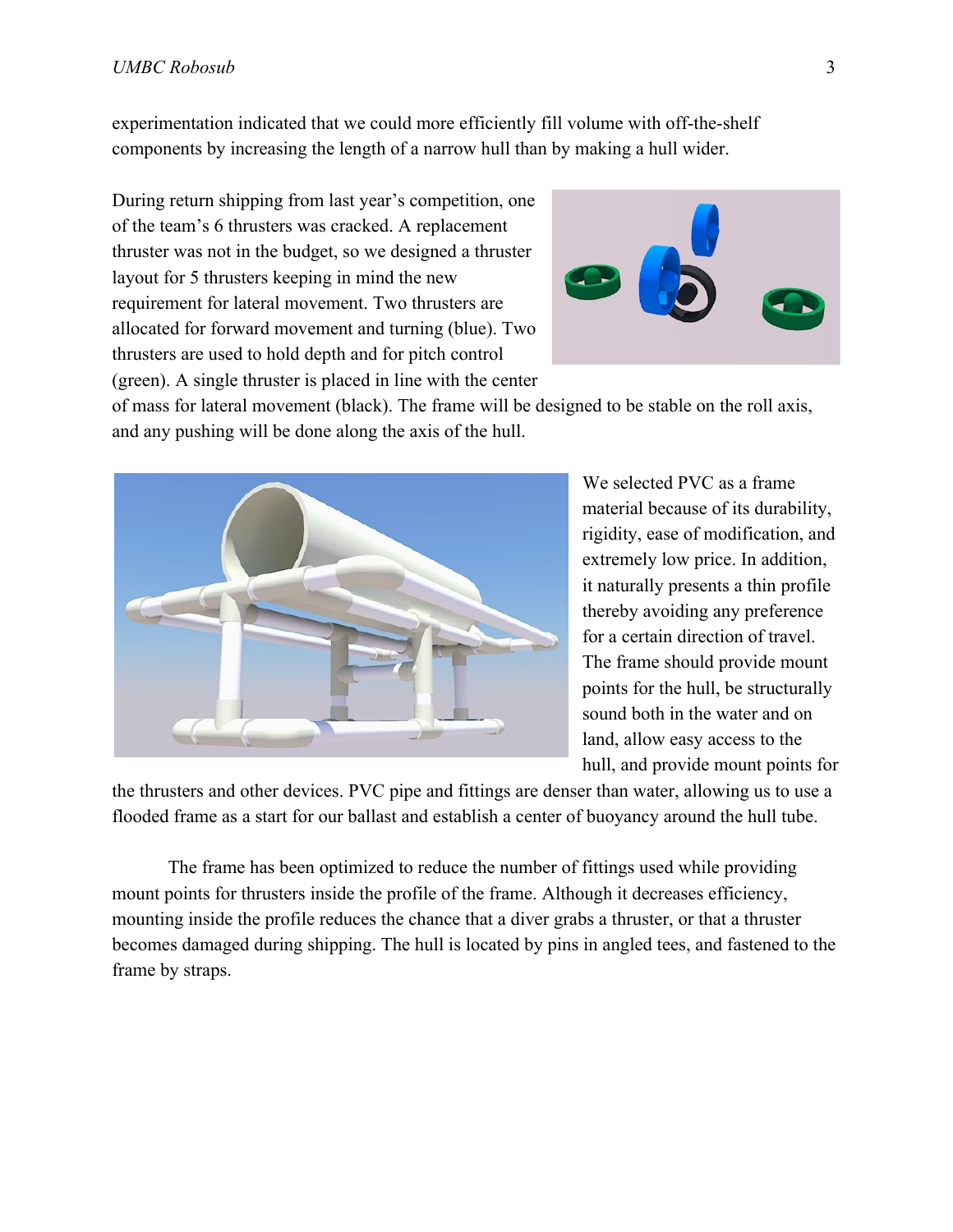experimentation indicated that we could more efficiently fill volume with off-the-shelf components by increasing the length of a narrow hull than by making a hull wider.

During return shipping from last year's competition, one of the team's 6 thrusters was cracked. A replacement thruster was not in the budget, so we designed a thruster layout for 5 thrusters keeping in mind the new requirement for lateral movement. Two thrusters are allocated for forward movement and turning (blue). Two thrusters are used to hold depth and for pitch control (green). A single thruster is placed in line with the center of mass for lateral movement (black). The frame will be designed to be stable on the roll axis, and any pushing will be done along the axis of the hull.

We selected PVC as a frame material because of its durability, rigidity, ease of modification, and extremely low price. In addition, it naturally presents a thin profile thereby avoiding any preference for a certain direction of travel. The frame should provide mount points for the hull, be structurally sound both in the water and on land, allow easy access to the hull, and provide mount points for the thrusters and other devices. PVC pipe and fittings are denser than water, allowing us to use a flooded frame as a start for our ballast and establish a center of buoyancy around the hull tube.

The frame has been optimized to reduce the number of fittings used while providing mount points for thrusters inside the profile of the frame. Although it decreases efficiency, mounting inside the profile reduces the chance that a diver grabs a thruster, or that a thruster becomes damaged during shipping. The hull is located by pins in angled tees, and fastened to the frame by straps.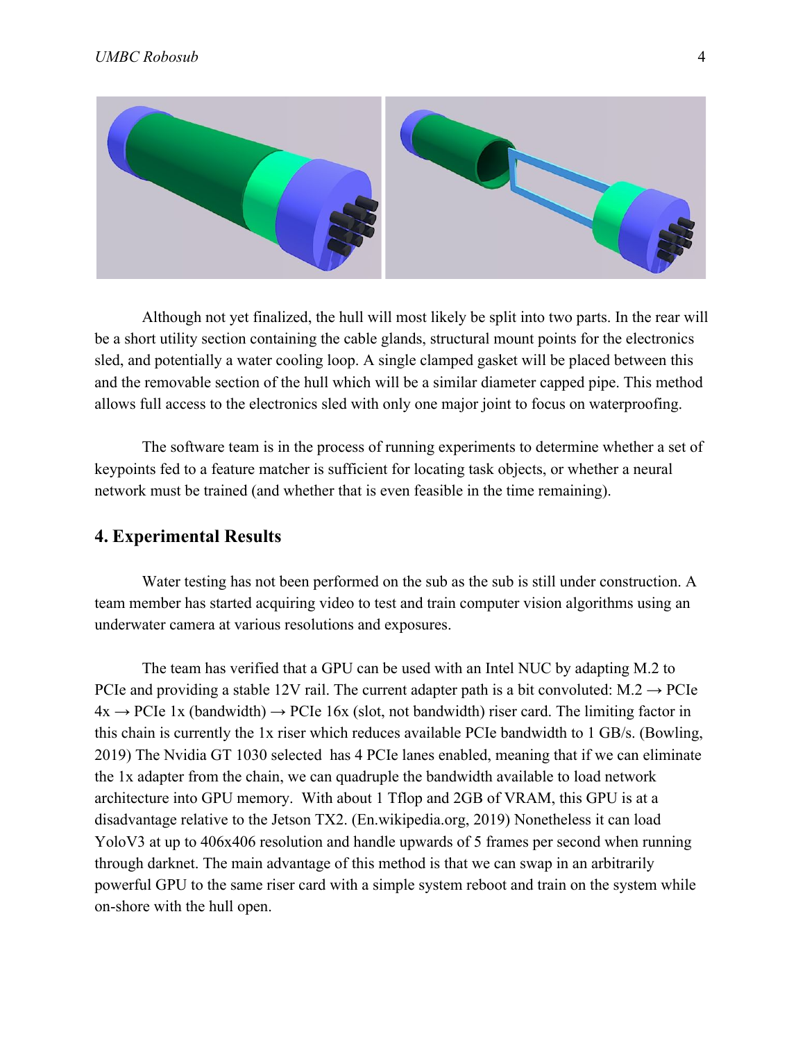Although not yet finalized, the hull will most likely be split into two parts. In the rear will be a short utility section containing the cable glands, structural mount points for the electronics sled, and potentially a water cooling loop. A single clamped gasket will be placed between this and the removable section of the hull which will be a similar diameter capped pipe. This method allows full access to the electronics sled with only one major joint to focus on waterproofing.

The software team is in the process of running experiments to determine whether a set of keypoints fed to a feature matcher is sufficient for locating task objects, or whether a neural network must be trained (and whether that is even feasible in the time remaining).

## 4. Experimental Results

Water testing has not been performed on the sub as the sub is still under construction. A team member has started acquiring video to test and train computer vision algorithms using an underwater camera at various resolutions and exposures.

The team has verified that a GPU can be used with an Intel NUC by adapting M.2 to PCIe and providing a stable 12V rail. The current adapter path is a bit convoluted: M.2 → PCIe 4x → PCIe 1x (bandwidth) → PCIe 16x (slot, not bandwidth) riser card. The limiting factor in this chain is currently the 1x riser which reduces available PCIe bandwidth to 1 GB/s. (Bowling, 2019) The Nvidia GT 1030 selected has 4 PCIe lanes enabled, meaning that if we can eliminate the 1x adapter from the chain, we can quadruple the bandwidth available to load network architecture into GPU memory. With about 1 Tflop and 2GB of VRAM, this GPU is at a disadvantage relative to the Jetson TX2. (En.wikipedia.org, 2019) Nonetheless it can load YoloV3 at up to 406x406 resolution and handle upwards of 5 frames per second when running through darknet. The main advantage of this method is that we can swap in an arbitrarily powerful GPU to the same riser card with a simple system reboot and train on the system while on-shore with the hull open.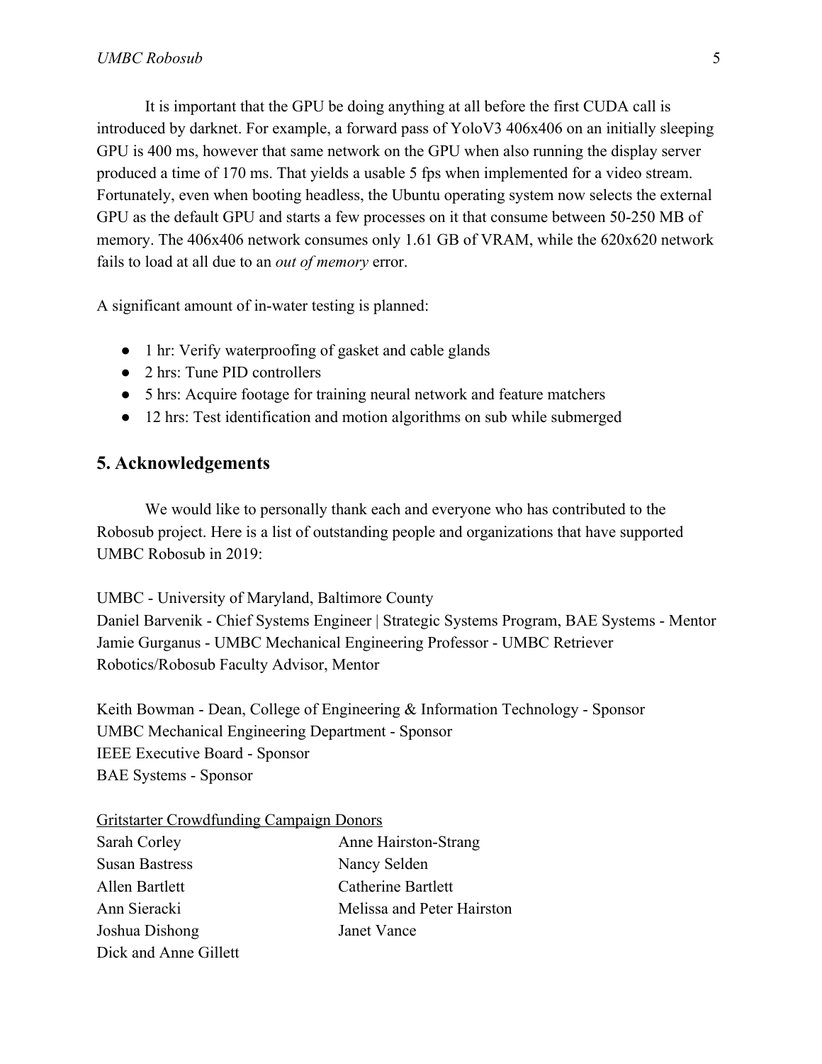It is important that the GPU be doing anything at all before the first CUDA call is introduced by darknet. For example, a forward pass of YoloV3 406x406 on an initially sleeping GPU is 400 ms, however that same network on the GPU when also running the display server produced a time of 170 ms. That yields a usable 5 fps when implemented for a video stream. Fortunately, even when booting headless, the Ubuntu operating system now selects the external GPU as the default GPU and starts a few processes on it that consume between 50-250 MB of memory. The 406x406 network consumes only 1.61 GB of VRAM, while the 620x620 network fails to load at all due to an *out of memory* error.

A significant amount of in-water testing is planned:

- 1 hr: Verify waterproofing of gasket and cable glands
- 2 hrs: Tune PID controllers
- 5 hrs: Acquire footage for training neural network and feature matchers
- 12 hrs: Test identification and motion algorithms on sub while submerged

## 5. Acknowledgements

We would like to personally thank each and everyone who has contributed to the Robosub project. Here is a list of outstanding people and organizations that have supported UMBC Robosub in 2019:

UMBC - University of Maryland, Baltimore County
Daniel Barvenik - Chief Systems Engineer | Strategic Systems Program, BAE Systems - Mentor
Jamie Gurganus - UMBC Mechanical Engineering Professor - UMBC Retriever Robotics/Robosub Faculty Advisor, Mentor

Keith Bowman - Dean, College of Engineering & Information Technology - Sponsor
UMBC Mechanical Engineering Department - Sponsor
IEEE Executive Board - Sponsor
BAE Systems - Sponsor

<u>Gritstarter Crowdfunding Campaign Donors</u>

Sarah Corley
Susan Bastress
Allen Bartlett
Ann Sieracki
Joshua Dishong
Dick and Anne Gillett
Anne Hairston-Strang
Nancy Selden
Catherine Bartlett
Melissa and Peter Hairston
Janet Vance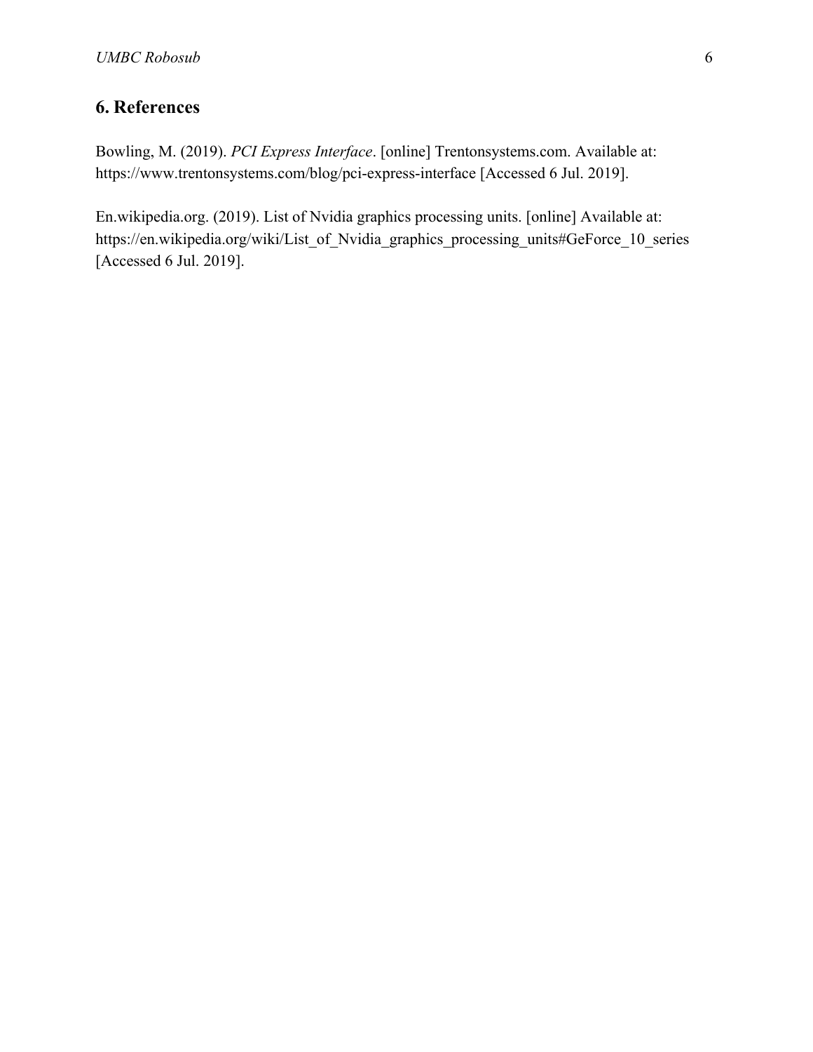## 6. References

Bowling, M. (2019). *PCI Express Interface*. [online] Trentonsystems.com. Available at: https://www.trentonsystems.com/blog/pci-express-interface [Accessed 6 Jul. 2019].

En.wikipedia.org. (2019). List of Nvidia graphics processing units. [online] Available at: https://en.wikipedia.org/wiki/List_of_Nvidia_graphics_processing_units#GeForce_10_series [Accessed 6 Jul. 2019].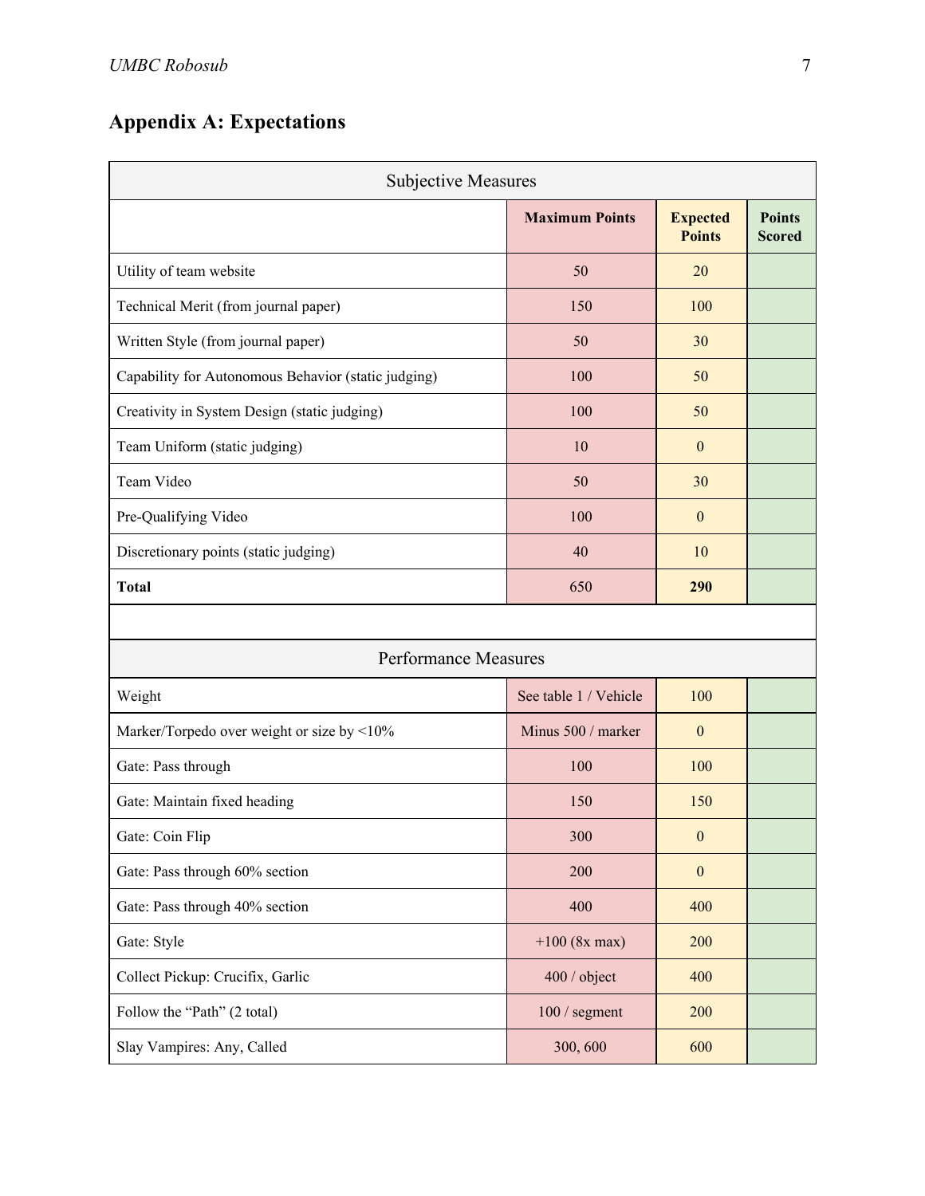## Appendix A: Expectations

| Subjective Measures | | | |
|---|---|---|---|
| | **Maximum Points** | **Expected Points** | **Points Scored** |
| Utility of team website | 50 | 20 | |
| Technical Merit (from journal paper) | 150 | 100 | |
| Written Style (from journal paper) | 50 | 30 | |
| Capability for Autonomous Behavior (static judging) | 100 | 50 | |
| Creativity in System Design (static judging) | 100 | 50 | |
| Team Uniform (static judging) | 10 | 0 | |
| Team Video | 50 | 30 | |
| Pre-Qualifying Video | 100 | 0 | |
| Discretionary points (static judging) | 40 | 10 | |
| **Total** | 650 | **290** | |
| | | | |
| Performance Measures | | | |
| Weight | See table 1 / Vehicle | 100 | |
| Marker/Torpedo over weight or size by <10% | Minus 500 / marker | 0 | |
| Gate: Pass through | 100 | 100 | |
| Gate: Maintain fixed heading | 150 | 150 | |
| Gate: Coin Flip | 300 | 0 | |
| Gate: Pass through 60% section | 200 | 0 | |
| Gate: Pass through 40% section | 400 | 400 | |
| Gate: Style | +100 (8x max) | 200 | |
| Collect Pickup: Crucifix, Garlic | 400 / object | 400 | |
| Follow the "Path" (2 total) | 100 / segment | 200 | |
| Slay Vampires: Any, Called | 300, 600 | 600 | |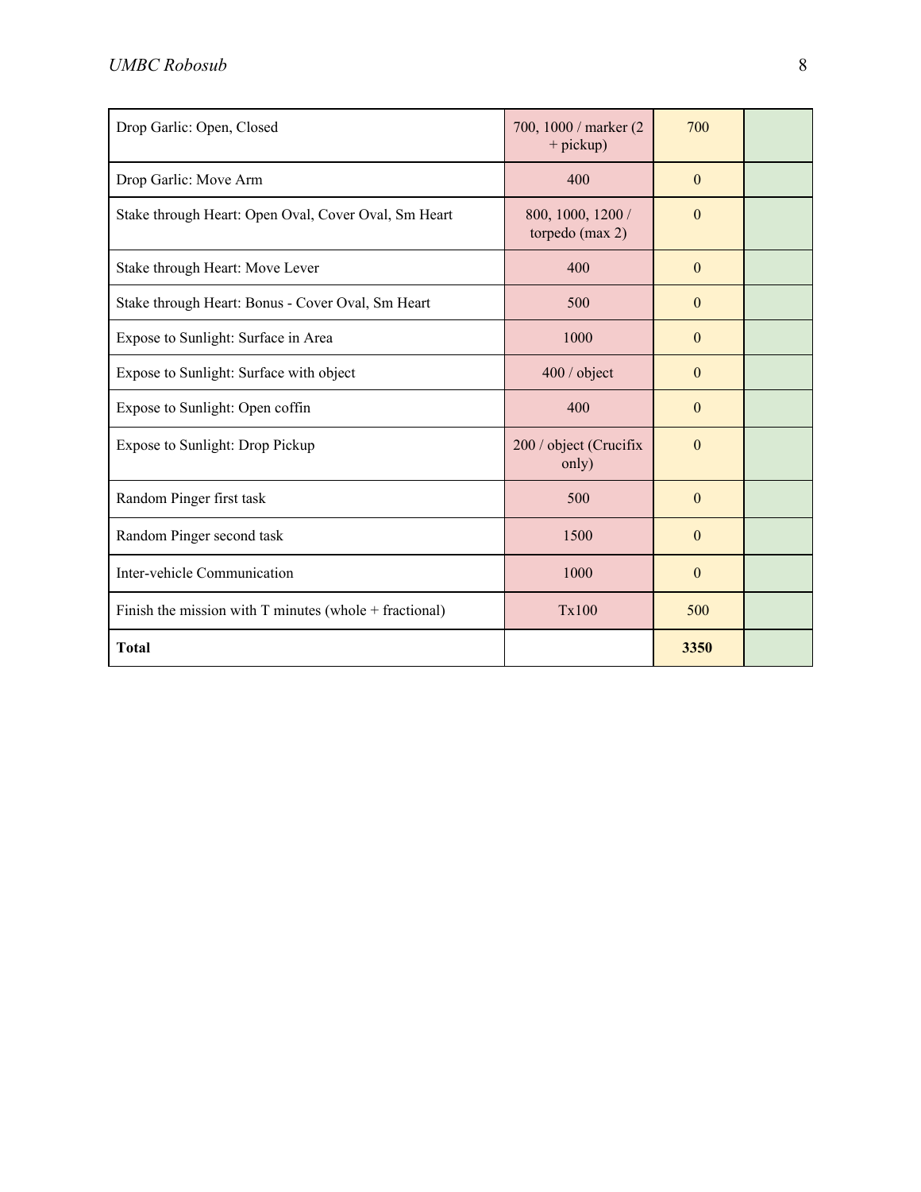| | | | |
|---|---|---|---|
| Drop Garlic: Open, Closed | 700, 1000 / marker (2 + pickup) | 700 | |
| Drop Garlic: Move Arm | 400 | 0 | |
| Stake through Heart: Open Oval, Cover Oval, Sm Heart | 800, 1000, 1200 / torpedo (max 2) | 0 | |
| Stake through Heart: Move Lever | 400 | 0 | |
| Stake through Heart: Bonus - Cover Oval, Sm Heart | 500 | 0 | |
| Expose to Sunlight: Surface in Area | 1000 | 0 | |
| Expose to Sunlight: Surface with object | 400 / object | 0 | |
| Expose to Sunlight: Open coffin | 400 | 0 | |
| Expose to Sunlight: Drop Pickup | 200 / object (Crucifix only) | 0 | |
| Random Pinger first task | 500 | 0 | |
| Random Pinger second task | 1500 | 0 | |
| Inter-vehicle Communication | 1000 | 0 | |
| Finish the mission with T minutes (whole + fractional) | Tx100 | 500 | |
| **Total** | | **3350** | |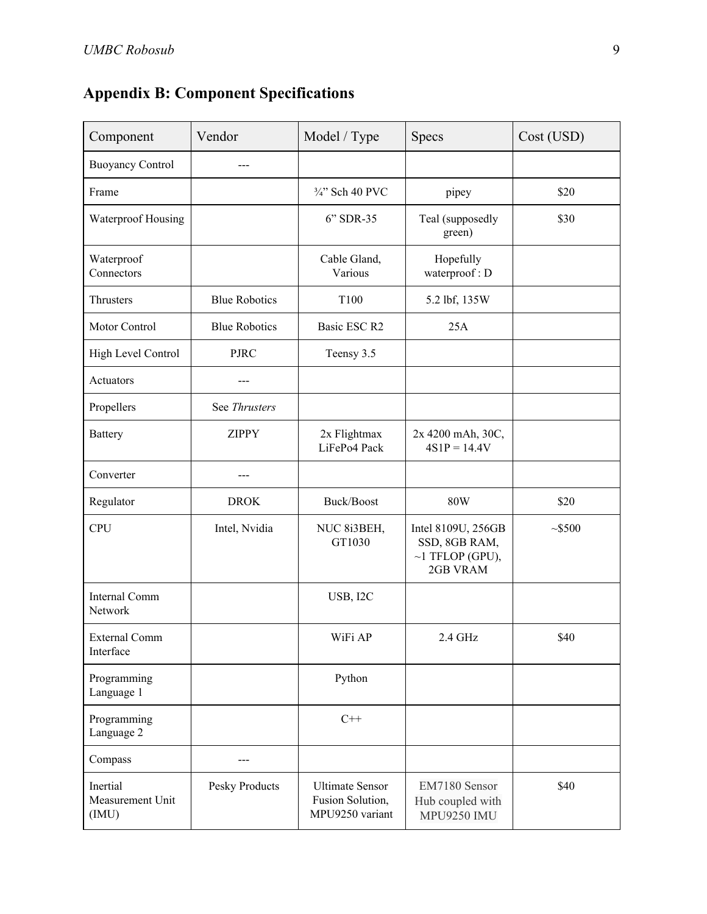## Appendix B: Component Specifications

| Component | Vendor | Model / Type | Specs | Cost (USD) |
|---|---|---|---|---|
| Buoyancy Control | --- | | | |
| Frame | | ¾" Sch 40 PVC | pipey | $20 |
| Waterproof Housing | | 6" SDR-35 | Teal (supposedly green) | $30 |
| Waterproof Connectors | | Cable Gland, Various | Hopefully waterproof : D | |
| Thrusters | Blue Robotics | T100 | 5.2 lbf, 135W | |
| Motor Control | Blue Robotics | Basic ESC R2 | 25A | |
| High Level Control | PJRC | Teensy 3.5 | | |
| Actuators | --- | | | |
| Propellers | See *Thrusters* | | | |
| Battery | ZIPPY | 2x Flightmax LiFePo4 Pack | 2x 4200 mAh, 30C, 4S1P = 14.4V | |
| Converter | --- | | | |
| Regulator | DROK | Buck/Boost | 80W | $20 |
| CPU | Intel, Nvidia | NUC 8i3BEH, GT1030 | Intel 8109U, 256GB SSD, 8GB RAM, ~1 TFLOP (GPU), 2GB VRAM | ~$500 |
| Internal Comm Network | | USB, I2C | | |
| External Comm Interface | | WiFi AP | 2.4 GHz | $40 |
| Programming Language 1 | | Python | | |
| Programming Language 2 | | C++ | | |
| Compass | --- | | | |
| Inertial Measurement Unit (IMU) | Pesky Products | Ultimate Sensor Fusion Solution, MPU9250 variant | EM7180 Sensor Hub coupled with MPU9250 IMU | $40 |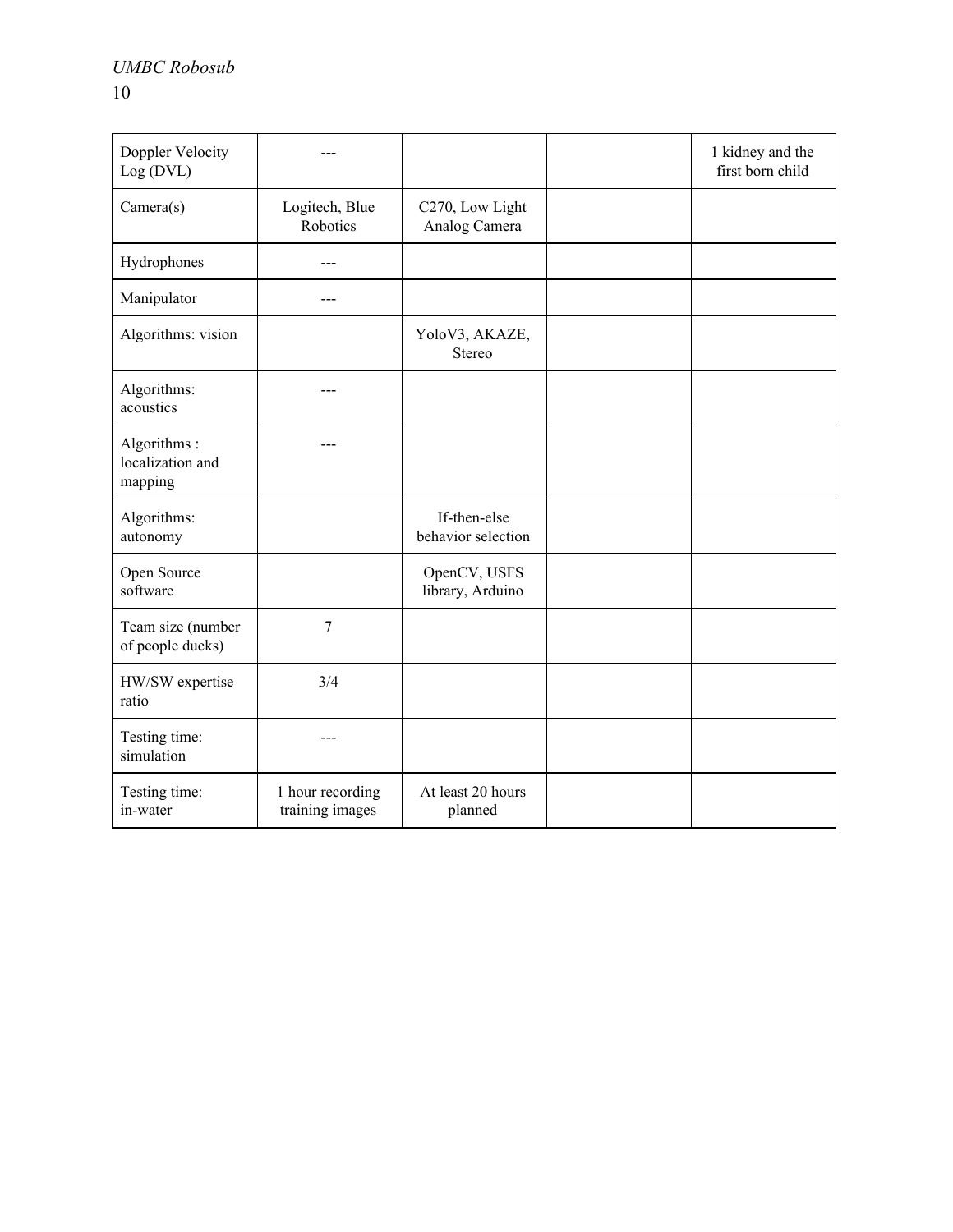| | | | | |
|---|---|---|---|---|
| Doppler Velocity Log (DVL) | --- | | | 1 kidney and the first born child |
| Camera(s) | Logitech, Blue Robotics | C270, Low Light Analog Camera | | |
| Hydrophones | --- | | | |
| Manipulator | --- | | | |
| Algorithms: vision | | YoloV3, AKAZE, Stereo | | |
| Algorithms: acoustics | --- | | | |
| Algorithms : localization and mapping | --- | | | |
| Algorithms: autonomy | | If-then-else behavior selection | | |
| Open Source software | | OpenCV, USFS library, Arduino | | |
| Team size (number of ~~people~~ ducks) | 7 | | | |
| HW/SW expertise ratio | 3/4 | | | |
| Testing time: simulation | --- | | | |
| Testing time: in-water | 1 hour recording training images | At least 20 hours planned | | |